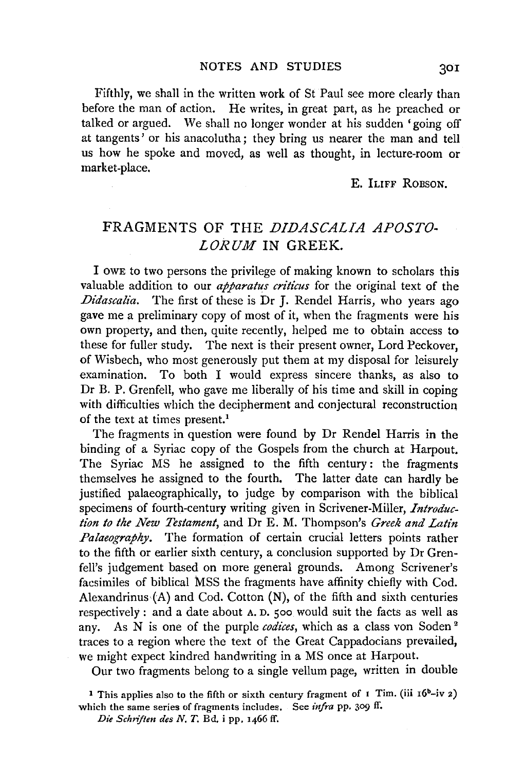Fifthly, we shall in the written work of St Paul see more clearly than before the man of action. He writes, in great part, as he preached or talked or argued. We shall no longer wonder at his sudden 'going off at tangents' or his anacolutha; they bring us nearer the man and tell us how he spoke and moved, as well as thought, in lecture-room or market-place.

E. ILIFF ROBSON.

## FRAGMENTS OF THE *DIDASCALIA APOSTOLORUM* IN GREEK.

I OWE to two persons the privilege of making known to scholars this valuable addition to our *apparatus criticus* for the original text of the *Didascalia*. The first of these is Dr J. Rendel Harris, who years ago gave me a preliminary copy of most of it, when the fragments were his own property, and then, quite recently, helped me to obtain access to these for fuller study. The next is their present owner, Lord Peckover, of Wisbech, who most generously put them at my disposal for leisurely examination. To both I would express sincere thanks, as also to Dr B. P. Grenfell, who gave me liberally of his time and skill in coping with difficulties which the decipherment and conjectural reconstruction of the text at times present.[1]

The fragments in question were found by Dr Rendel Harris in the binding of a Syriac copy of the Gospels from the church at Harpout. The Syriac MS he assigned to the fifth century: the fragments themselves he assigned to the fourth. The latter date can hardly be justified palaeographically, to judge by comparison with the biblical specimens of fourth-century writing given in Scrivener-Miller, *Introduction to the New Testament*, and Dr E. M. Thompson's *Greek and Latin Palaeography*. The formation of certain crucial letters points rather to the fifth or earlier sixth century, a conclusion supported by Dr Grenfell's judgement based on more general grounds. Among Scrivener's facsimiles of biblical MSS the fragments have affinity chiefly with Cod. Alexandrinus (A) and Cod. Cotton (N), of the fifth and sixth centuries respectively: and a date about A. D. 500 would suit the facts as well as any. As N is one of the purple *codices*, which as a class von Soden[2] traces to a region where the text of the Great Cappadocians prevailed, we might expect kindred handwriting in a MS once at Harpout.

Our two fragments belong to a single vellum page, written in double

[1] This applies also to the fifth or sixth century fragment of 1 Tim. (iii 16$^{b}$–iv 2) which the same series of fragments includes. See *infra* pp. 309 ff.

[2] *Die Schriften des N. T.* Bd. i pp. 1466 ff.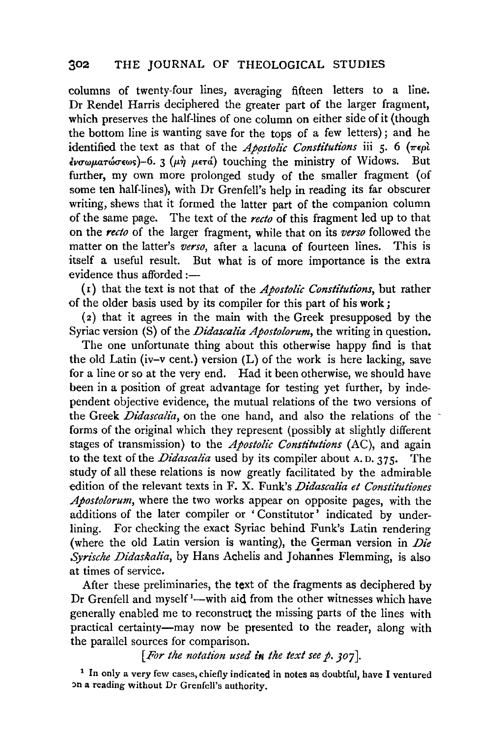columns of twenty-four lines, averaging fifteen letters to a line. Dr Rendel Harris deciphered the greater part of the larger fragment, which preserves the half-lines of one column on either side of it (though the bottom line is wanting save for the tops of a few letters); and he identified the text as that of the *Apostolic Constitutions* iii 5. 6 (περὶ ἐνσωματώσεως)–6. 3 (μὴ μετά) touching the ministry of Widows. But further, my own more prolonged study of the smaller fragment (of some ten half-lines), with Dr Grenfell's help in reading its far obscurer writing, shews that it formed the latter part of the companion column of the same page. The text of the *recto* of this fragment led up to that on the *recto* of the larger fragment, while that on its *verso* followed the matter on the latter's *verso*, after a lacuna of fourteen lines. This is itself a useful result. But what is of more importance is the extra evidence thus afforded:—

(1) that the text is not that of the *Apostolic Constitutions*, but rather of the older basis used by its compiler for this part of his work;

(2) that it agrees in the main with the Greek presupposed by the Syriac version (S) of the *Didascalia Apostolorum*, the writing in question.

The one unfortunate thing about this otherwise happy find is that the old Latin (iv–v cent.) version (L) of the work is here lacking, save for a line or so at the very end. Had it been otherwise, we should have been in a position of great advantage for testing yet further, by independent objective evidence, the mutual relations of the two versions of the Greek *Didascalia*, on the one hand, and also the relations of the forms of the original which they represent (possibly at slightly different stages of transmission) to the *Apostolic Constitutions* (AC), and again to the text of the *Didascalia* used by its compiler about A.D. 375. The study of all these relations is now greatly facilitated by the admirable edition of the relevant texts in F. X. Funk's *Didascalia et Constitutiones Apostolorum*, where the two works appear on opposite pages, with the additions of the later compiler or 'Constitutor' indicated by underlining. For checking the exact Syriac behind Funk's Latin rendering (where the old Latin version is wanting), the German version in *Die Syrische Didaskalia*, by Hans Achelis and Johannes Flemming, is also at times of service.

After these preliminaries, the text of the fragments as deciphered by Dr Grenfell and myself[1]—with aid from the other witnesses which have generally enabled me to reconstruct the missing parts of the lines with practical certainty—may now be presented to the reader, along with the parallel sources for comparison.

[*For the notation used in the text see p. 307*].

[1] In only a very few cases, chiefly indicated in notes as doubtful, have I ventured on a reading without Dr Grenfell's authority.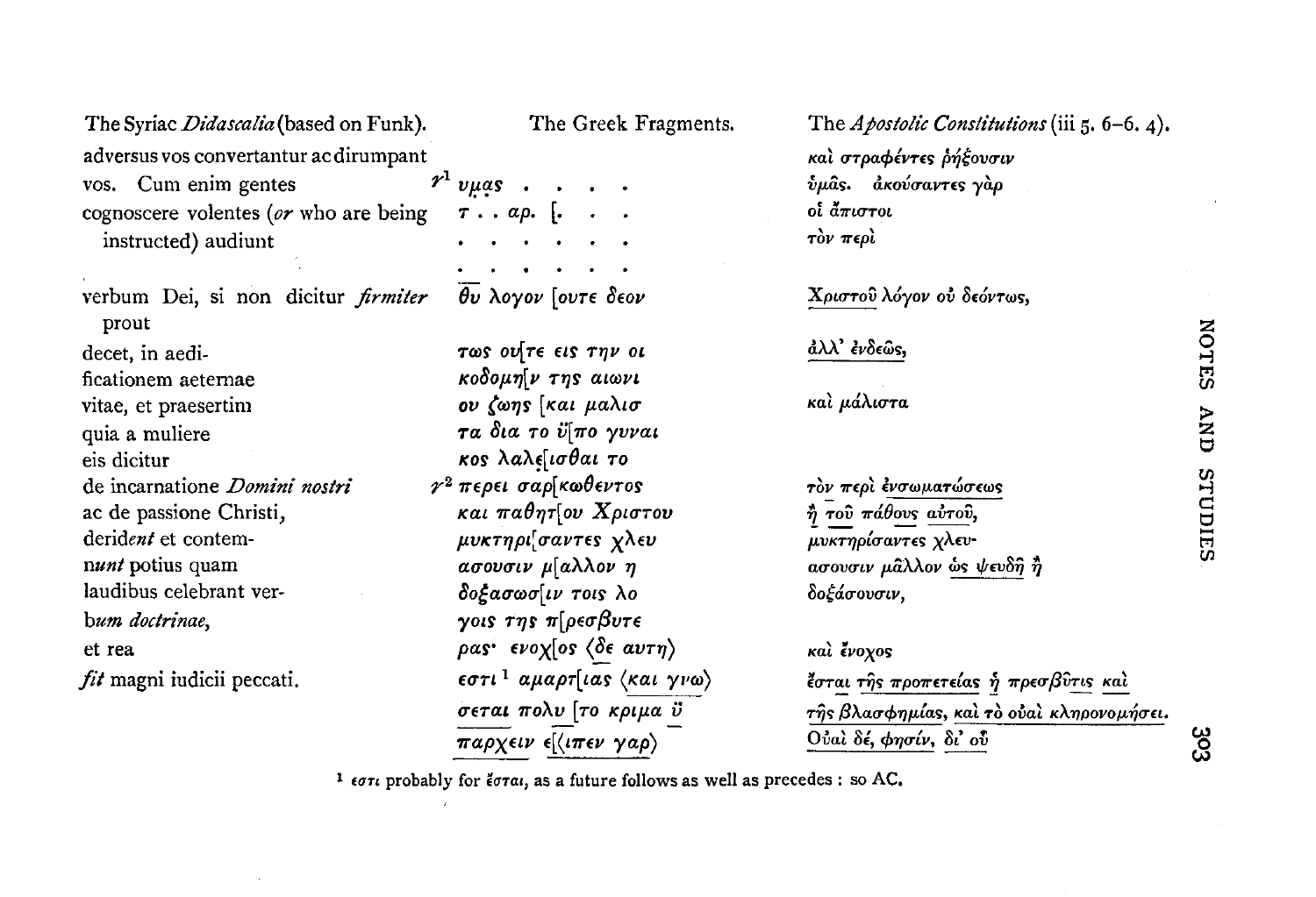| The Syriac *Didascalia* (based on Funk). | The Greek Fragments. | The *Apostolic Constitutions* (iii 5. 6–6. 4). |
| --- | --- | --- |
| adversus vos convertantur ac dirumpant | | καὶ στραφέντες ῥήξουσιν |
| vos. Cum enim gentes | r[1] υμ̣ας . . . . . | ὑμᾶς. ἀκούσαντες γὰρ |
| cognoscere volentes (*or* who are being | τ . . αρ. [. . . | οἱ ἄπιστοι |
| instructed) audiunt | . . . . . . . | τὸν περὶ |
| | . . . . . . . | |
| verbum Dei, si non dicitur *firmiter* prout | θ̅υ̅ λογον [ουτε δεον | Χριστοῦ λόγον οὐ δεόντως, |
| decet, in aedi- | τως ου[τε εις την οι | ἀλλ' ἐνδεῶς, |
| ficationem aeternae | κοδομη[ν της αιωνι | |
| vitae, et praesertim | ου ζωης [και μαλισ | καὶ μάλιστα |
| quia a muliere | τα δια το ὑ[πο γυναι | |
| eis dicitur | κος λαλε̣[ισθαι το | |
| de incarnatione *Domini nostri* | r[2] περει σαρ[κωθεντος | τὸν περὶ ἐνσωματώσεως |
| ac de passione Christi, | και παθητ[ου Χριστου | ἢ τοῦ πάθους αὐτοῦ, |
| derid*ent* et contem- | μυκτηρι[σαντες χλευ | μυκτηρίσαντες χλευ- |
| n*unt* potius quam | ασουσιν μ[αλλον η | ασουσιν μᾶλλον ὡς ψευδῆ ἢ |
| laudibus celebrant ver- | δοξασωσ[ιν τοις λο | δοξάσουσιν, |
| b*um doctrinae*, | γοις της π[ρεσβυτε | |
| et rea | ρας· ενοχ[ος ⟨δε αυτη⟩ | καὶ ἔνοχος |
| *fit* magni iudicii peccati. | εστι[1] αμαρτ[ιας ⟨και γνω⟩ | ἔσται τῆς προπετείας ἡ πρεσβῦτις καὶ |
| | σεται πολυ [το κριμα ὑ | τῆς βλασφημίας, καὶ τὸ οὐαὶ κληρονομήσει. |
| | παρχειν ε[⟨ιπεν γαρ⟩ | Οὐαὶ δέ, φησίν, δι' οὗ |

[1] εστι probably for ἔσται, as a future follows as well as precedes: so AC.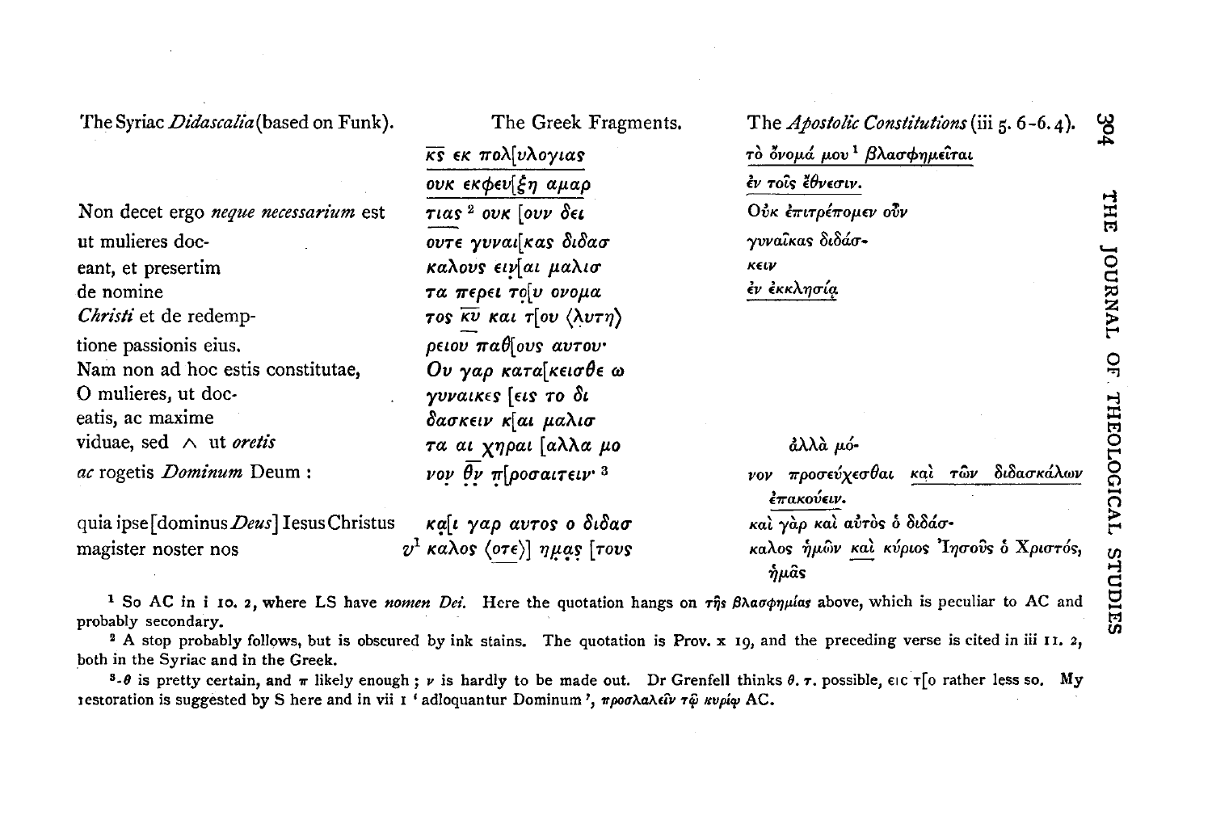| The Syriac *Didascalia* (based on Funk). | The Greek Fragments. | The *Apostolic Constitutions* (iii 5. 6–6. 4). |
|---|---|---|
| | κς εκ πολ[υλογιας | τὸ ὄνομά μου[1] βλασφημεῖται |
| | ουκ εκφευ[ξη αμαρ | ἐν τοῖς ἔθνεσιν. |
| Non decet ergo *neque necessarium* est | τιας[2] ουκ [ουν δει | Οὐκ ἐπιτρέπομεν οὖν |
| ut mulieres doc- | ουτε γυναι[κας διδασ | γυναῖκας διδάσ- |
| eant, et presertim | καλους ειν[αι μαλισ | κειν |
| de nomine | τα περει το[υ ονομα | ἐν ἐκκλησίᾳ |
| *Christi* et de redemp- | τος κυ και τ[ου ⟨λυτη⟩ | |
| tione passionis eius. | ρειου παθ[ους αυτου· | |
| Nam non ad hoc estis constitutae, | Ου γαρ κατα[κεισθε ω | |
| O mulieres, ut doc- | γυναικες [εις το δι | |
| eatis, ac maxime | δασκειν κ[αι μαλισ | |
| viduae, sed ∧ ut *oretis* | τα αι χηραι [αλλα μο | ἀλλὰ μό- |
| *ac* rogetis *Dominum* Deum : | νον θν π[ροσαιτειν·[3] | νον προσεύχεσθαι καὶ τῶν διδασκάλων ἐπακούειν. |
| quia ipse [dominus *Deus*] Iesus Christus | κα[ι γαρ αυτος ο διδασ | καὶ γὰρ καὶ αὐτὸς ὁ διδάσ- |
| magister noster nos | υ[1] καλος ⟨οτε⟩] ημας [τους | καλος ἡμῶν καὶ κύριος Ἰησοῦς ὁ Χριστός, ἡμᾶς |

[1] So AC in i 10. 2, where LS have *nomen Dei*. Here the quotation hangs on τῆς βλασφημίας above, which is peculiar to AC and probably secondary.

[2] A stop probably follows, but is obscured by ink stains. The quotation is Prov. x 19, and the preceding verse is cited in iii 11. 2, both in the Syriac and in the Greek.

[3] -θ is pretty certain, and π likely enough; ν is hardly to be made out. Dr Grenfell thinks θ. τ. possible, εις τ[ο rather less so. My restoration is suggested by S here and in vii 1 'adloquantur Dominum', προσλαλεῖν τῷ κυρίῳ AC.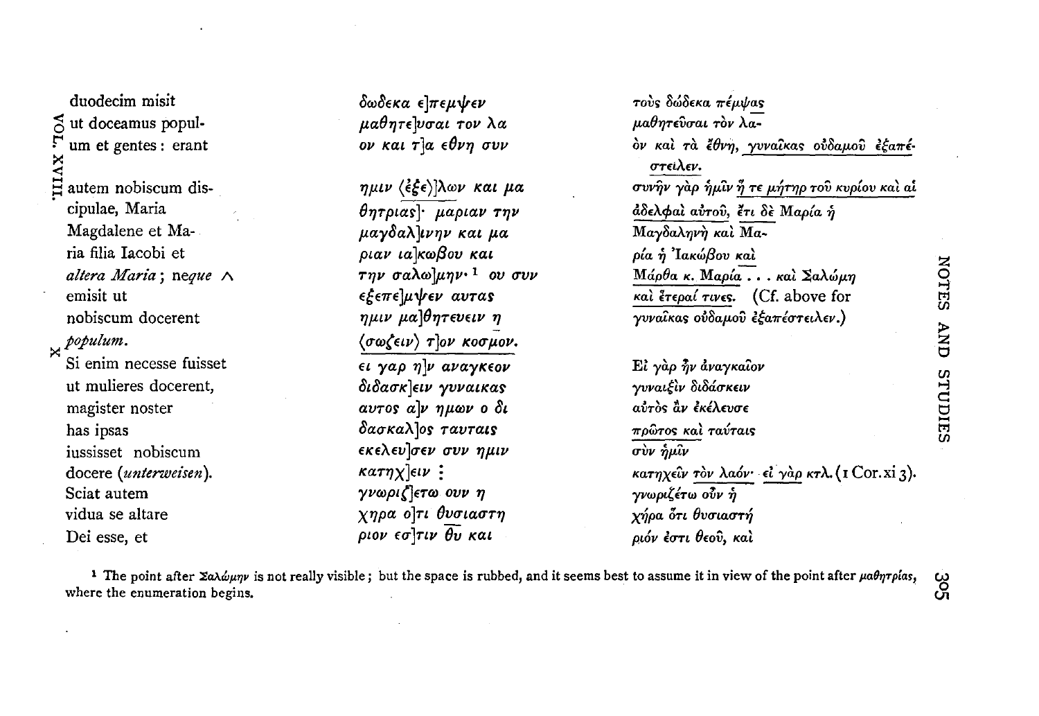| Latin | Coptic (Greek retroversion) | Greek parallel |
|---|---|---|
| duodecim misit | δωδεκα ε]πεμψεν | τοὺς δώδεκα πέμψας |
| ut doceamus popul- | μαθητε]υσαι τον λα | μαθητεῦσαι τὸν λα- |
| um et gentes: erant | ον και τ]α εθνη συν | ὸν καὶ τὰ ἔθνη, γυναῖκας οὐδαμοῦ ἐξαπέ-στειλεν. |
| autem nobiscum dis- | ημιν ⟨ἐξε⟩]λων και μα | συνῆν γὰρ ἡμῖν ἥ τε μήτηρ τοῦ κυρίου καὶ αἱ |
| cipulae, Maria | θητριας]· μαριαν την | ἀδελφαὶ αὐτοῦ, ἔτι δὲ Μαρία ἡ |
| Magdalene et Ma- | μαγδαλ]ινην και μα | Μαγδαληνὴ καὶ Μα- |
| ria filia Iacobi et | ριαν ια]κωβου και | ρία ἡ Ἰακώβου καὶ |
| *altera Maria*; ne*que* ∧ | την σαλω]μην·[1] ου συν | Μάρθα κ. Μαρία . . . καὶ Σαλώμη |
| emisit ut | εξεπε]μψεν αυτας | καὶ ἕτεραί τινες. (Cf. above for |
| nobiscum docerent | ημιν μα]θητευειν η | γυναῖκας οὐδαμοῦ ἐξαπέστειλεν.) |
| *populum*. | ⟨σωζειν⟩ τ]ον κοσμον. | |
| X Si enim necesse fuisset | ει γαρ η]ν αναγκεον | Εἰ γὰρ ἦν ἀναγκαῖον |
| ut mulieres docerent, | διδασκ]ειν γυναικας | γυναιξὶν διδάσκειν |
| magister noster | αυτος α]ν ημων ο δι | αὐτὸς ἂν ἐκέλευσε |
| has ipsas | δασκαλ]ος ταυταις | πρῶτος καὶ ταύταις |
| iussisset nobiscum | εκελευ]σεν συν ημιν | σὺν ἡμῖν |
| docere (*unterweisen*). | κατηχ]ειν ⁝ | κατηχεῖν τὸν λαόν· εἰ γὰρ κτλ. (1 Cor. xi 3). |
| Sciat autem | γνωριζ]ετω ουν η | γνωριζέτω οὖν ἡ |
| vidua se altare | χηρα ο]τι θυσιαστη | χήρα ὅτι θυσιαστή |
| Dei esse, et | ριον εσ]τιν θ̅υ̅ και | ριόν ἐστι θεοῦ, καὶ |

[1] The point after Σαλώμην is not really visible; but the space is rubbed, and it seems best to assume it in view of the point after μαθητρίας, where the enumeration begins.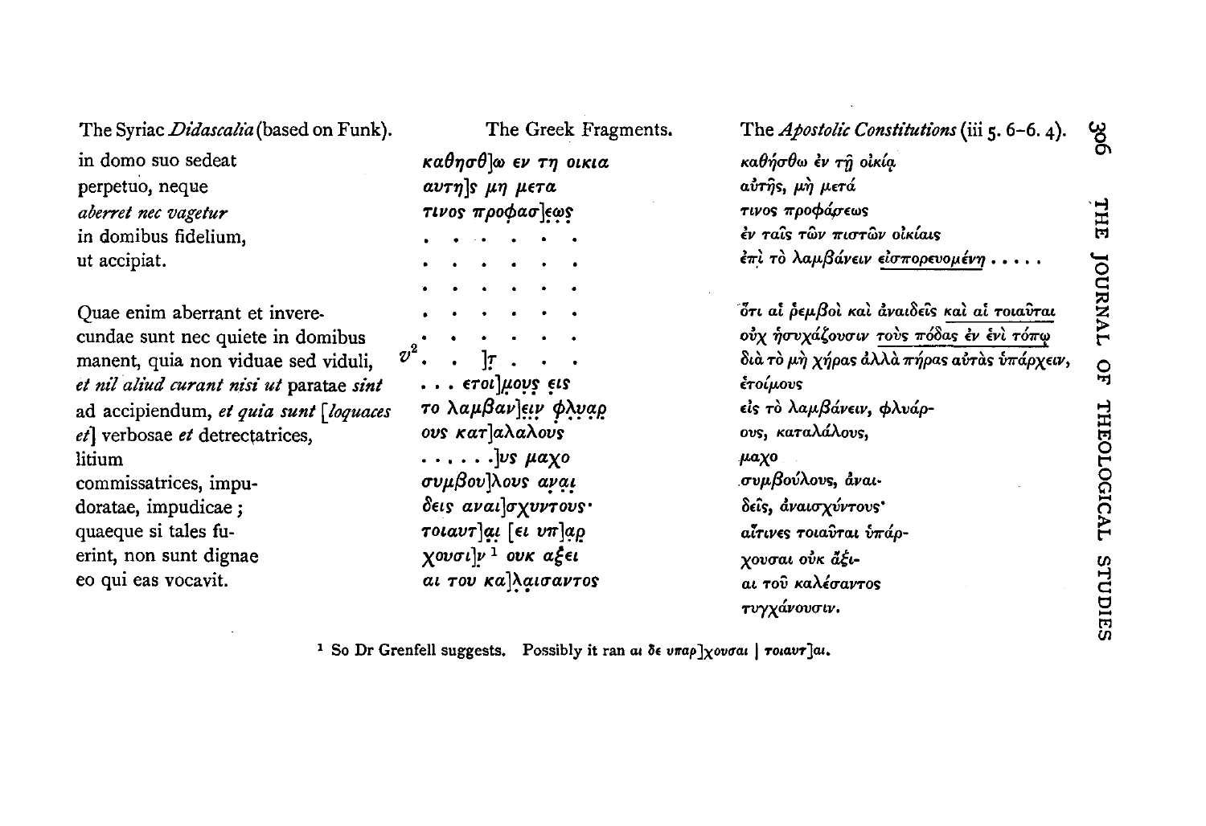| The Syriac *Didascalia* (based on Funk). | The Greek Fragments. | The *Apostolic Constitutions* (iii 5. 6–6. 4). |
|---|---|---|
| in domo suo sedeat | καθησθ]ω εν τη οικια | καθήσθω ἐν τῇ οἰκίᾳ |
| perpetuo, neque | αυτη]ς μη μετα | αὐτῆς, μὴ μετά |
| *aberret nec vagetur* | τινος προφασ]εως | τινος προφάσεως |
| in domibus fidelium, | . . . . . . . | ἐν ταῖς τῶν πιστῶν οἰκίαις |
| ut accipiat. | . . . . . . . | ἐπὶ τὸ λαμβάνειν εἰσπορευομένη . . . . . |
| | . . . . . . . | |
| Quae enim aberrant et invere- | . . . . . . . | ὅτι αἱ ῥεμβοὶ καὶ ἀναιδεῖς καὶ αἱ τοιαῦται |
| cundae sunt nec quiete in domibus | . . . . . . . | οὐχ ἡσυχάζουσιν τοὺς πόδας ἐν ἑνὶ τόπῳ |
| manent, quia non viduae sed viduli, | $v^2$ . . ]τ . . . | διὰ τὸ μὴ χήρας ἀλλὰ πήρας αὐτὰς ὑπάρχειν, |
| *et nil aliud curant nisi ut* paratae *sint* | . . . ετοι]μους εις | ἑτοίμους |
| ad accipiendum, *et quia sunt* [*loquaces et*] verbosae *et* detrectatrices, | το λαμβαν]ειν φλυαρ | εἰς τὸ λαμβάνειν, φλυάρ- |
| | ους κατ]αλαλους | ους, καταλάλους, |
| litium | . . . . . .]υς μαχο | μαχο |
| commissatrices, impu- | συμβου]λους αναι | συμβούλους, ἀναι- |
| doratae, impudicae; | δεις αναι]σχυντους· | δεῖς, ἀναισχύντους· |
| quaeque si tales fu- | τοιαυτ]αι [ει υπ]αρ | αἵτινες τοιαῦται ὑπάρ- |
| erint, non sunt dignae | χουσι]ν [1] ουκ αξει | χουσαι οὐκ ἄξι- |
| eo qui eas vocavit. | αι του κα]λαισαντος | αι τοῦ καλέσαντος |
| | | τυγχάνουσιν. |

[1] So Dr Grenfell suggests. Possibly it ran αι δε υπαρ]χουσαι | τοιαυτ]αι.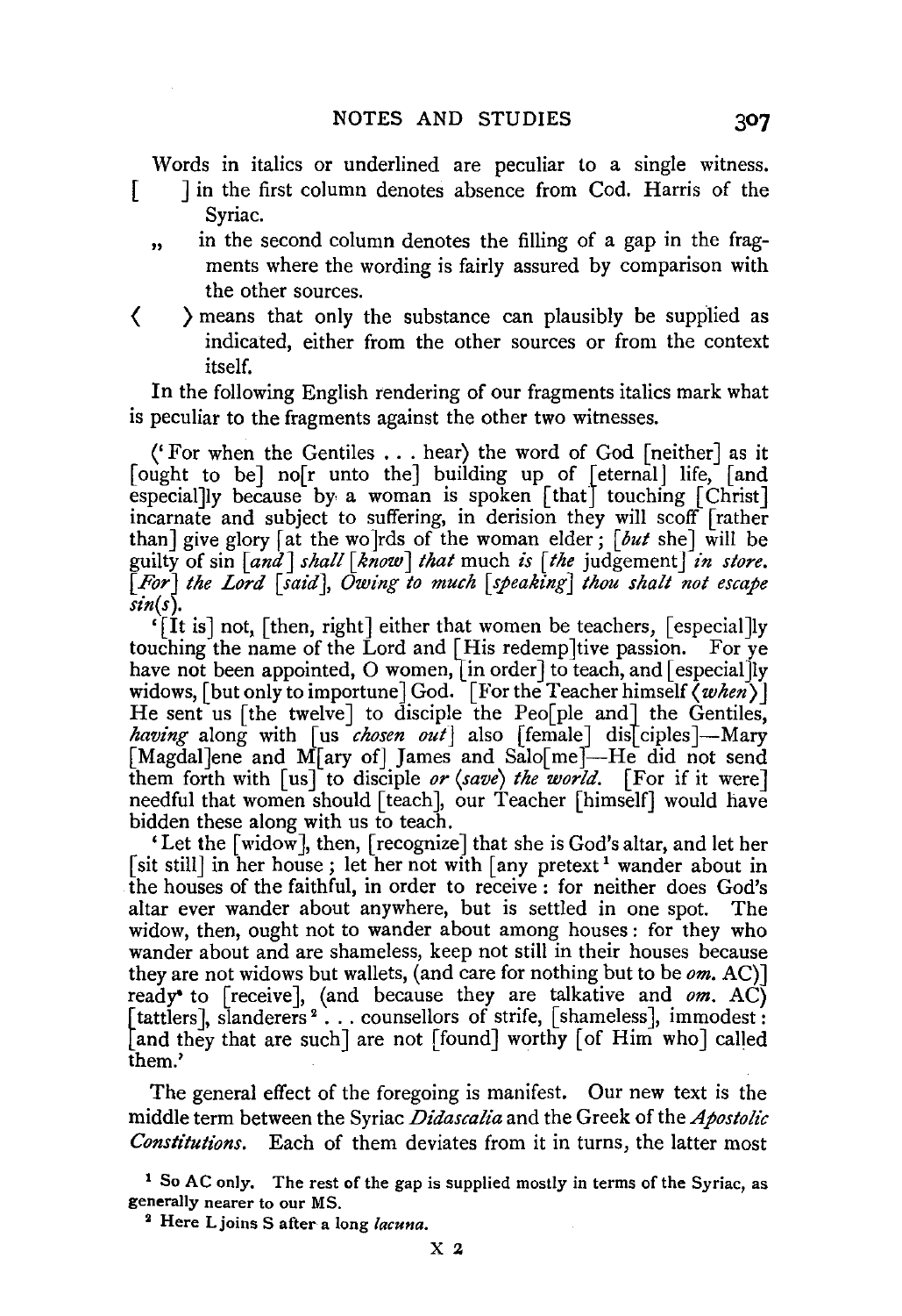Words in italics or underlined are peculiar to a single witness.

[ ] in the first column denotes absence from Cod. Harris of the Syriac.

" in the second column denotes the filling of a gap in the fragments where the wording is fairly assured by comparison with the other sources.

⟨ ⟩ means that only the substance can plausibly be supplied as indicated, either from the other sources or from the context itself.

In the following English rendering of our fragments italics mark what is peculiar to the fragments against the other two witnesses.

⟨'For when the Gentiles . . . hear⟩ the word of God [neither] as it [ought to be] no[r unto the] building up of [eternal] life, [and especial]ly because by a woman is spoken [that] touching [Christ] incarnate and subject to suffering, in derision they will scoff [rather than] give glory [at the wo]rds of the woman elder; [*but* she] will be guilty of sin [*and*] *shall* [*know*] *that* much *is* [*the* judgement] *in store.* [*For*] *the Lord* [*said*], *Owing to much* [*speaking*] *thou shalt not escape sin(s).*

'[It is] not, [then, right] either that women be teachers, [especial]ly touching the name of the Lord and [His redemp]tive passion. For ye have not been appointed, O women, [in order] to teach, and [especial]ly widows, [but only to importune] God. [For the Teacher himself ⟨*when*⟩] He sent us [the twelve] to disciple the Peo[ple and] the Gentiles, *having* along with [us *chosen out*] also [female] dis[ciples]—Mary [Magdal]ene and M[ary of] James and Salo[me]—He did not send them forth with [us] to disciple *or* ⟨*save*⟩ *the world.* [For if it were] needful that women should [teach], our Teacher [himself] would have bidden these along with us to teach.

'Let the [widow], then, [recognize] that she is God's altar, and let her [sit still] in her house; let her not with [any pretext[1] wander about in the houses of the faithful, in order to receive: for neither does God's altar ever wander about anywhere, but is settled in one spot. The widow, then, ought not to wander about among houses: for they who wander about and are shameless, keep not still in their houses because they are not widows but wallets, (and care for nothing but to be *om.* AC)] ready* to [receive], (and because they are talkative and *om.* AC) [tattlers], slanderers[2] . . . counsellors of strife, [shameless], immodest: [and they that are such] are not [found] worthy [of Him who] called them.'

The general effect of the foregoing is manifest. Our new text is the middle term between the Syriac *Didascalia* and the Greek of the *Apostolic Constitutions*. Each of them deviates from it in turns, the latter most

[1] So AC only. The rest of the gap is supplied mostly in terms of the Syriac, as generally nearer to our MS.

[2] Here L joins S after a long *lacuna*.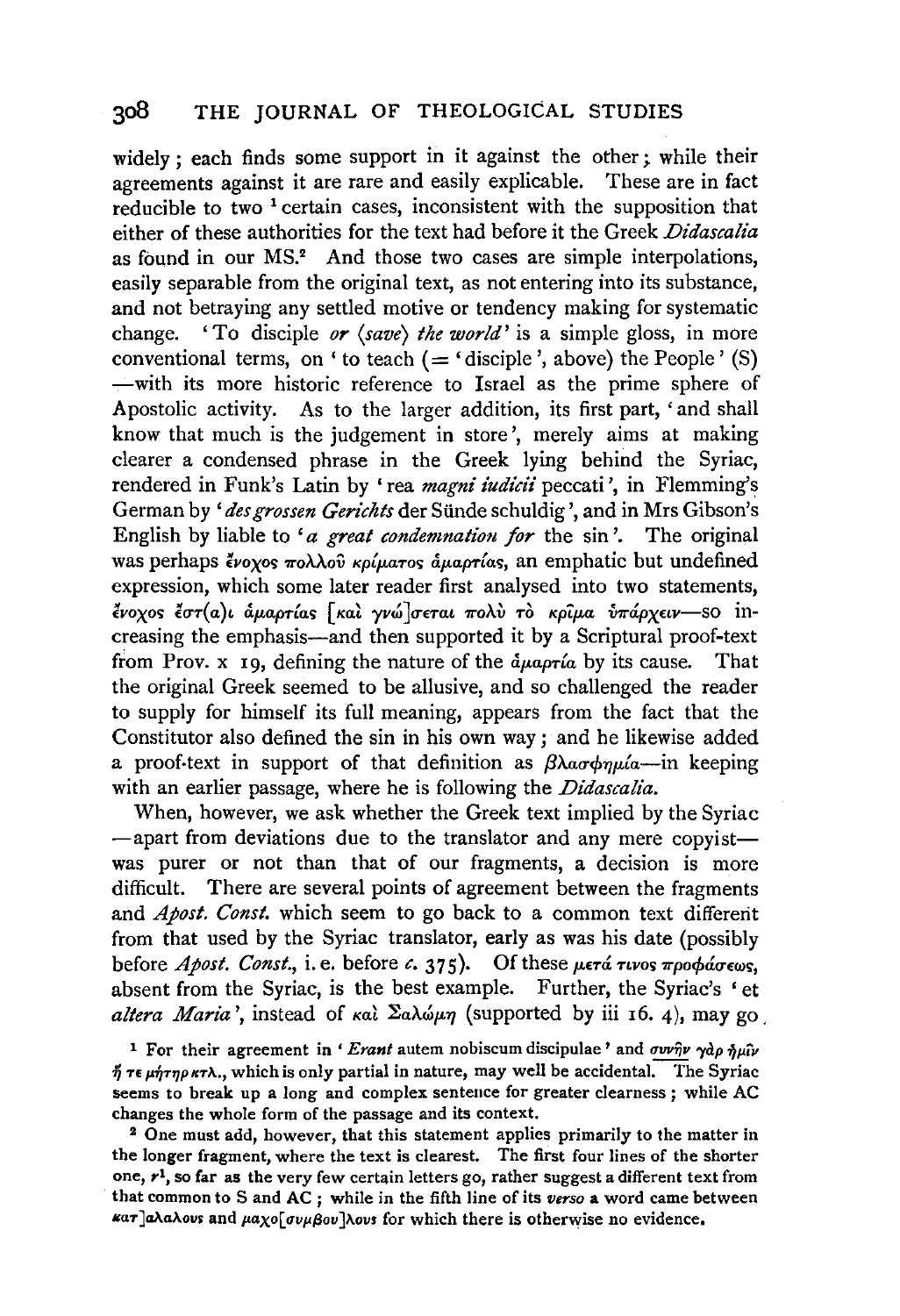widely; each finds some support in it against the other; while their agreements against it are rare and easily explicable. These are in fact reducible to two [1] certain cases, inconsistent with the supposition that either of these authorities for the text had before it the Greek *Didascalia* as found in our MS.[2] And those two cases are simple interpolations, easily separable from the original text, as not entering into its substance, and not betraying any settled motive or tendency making for systematic change. 'To disciple *or* ⟨*save*⟩ *the world*' is a simple gloss, in more conventional terms, on 'to teach (= 'disciple', above) the People' (S) —with its more historic reference to Israel as the prime sphere of Apostolic activity. As to the larger addition, its first part, 'and shall know that much is the judgement in store', merely aims at making clearer a condensed phrase in the Greek lying behind the Syriac, rendered in Funk's Latin by 'rea *magni iudicii* peccati', in Flemming's German by '*des grossen Gerichts* der Sünde schuldig', and in Mrs Gibson's English by liable to '*a great condemnation for* the sin'. The original was perhaps ἔνοχος πολλοῦ κρίματος ἁμαρτίας, an emphatic but undefined expression, which some later reader first analysed into two statements, ἔνοχος ἐστ(α)ι ἁμαρτίας [καὶ γνώ]σεται πολὺ τὸ κρῖμα ὑπάρχειν—so increasing the emphasis—and then supported it by a Scriptural proof-text from Prov. x 19, defining the nature of the ἁμαρτία by its cause. That the original Greek seemed to be allusive, and so challenged the reader to supply for himself its full meaning, appears from the fact that the Constitutor also defined the sin in his own way; and he likewise added a proof-text in support of that definition as βλασφημία—in keeping with an earlier passage, where he is following the *Didascalia*.

When, however, we ask whether the Greek text implied by the Syriac —apart from deviations due to the translator and any mere copyist— was purer or not than that of our fragments, a decision is more difficult. There are several points of agreement between the fragments and *Apost. Const.* which seem to go back to a common text different from that used by the Syriac translator, early as was his date (possibly before *Apost. Const.*, i.e. before *c.* 375). Of these μετά τινος προφάσεως, absent from the Syriac, is the best example. Further, the Syriac's 'et *altera Maria*', instead of καὶ Σαλώμη (supported by iii 16. 4), may go

[1] For their agreement in '*Erant* autem nobiscum discipulae' and συνῆν γὰρ ἡμῖν ἥ τε μήτηρ κτλ., which is only partial in nature, may well be accidental. The Syriac seems to break up a long and complex sentence for greater clearness; while AC changes the whole form of the passage and its context.

[2] One must add, however, that this statement applies primarily to the matter in the longer fragment, where the text is clearest. The first four lines of the shorter one, $r^1$, so far as the very few certain letters go, rather suggest a different text from that common to S and AC; while in the fifth line of its *verso* a word came between κατ]αλάλους and μαχο[συμβου]λους for which there is otherwise no evidence.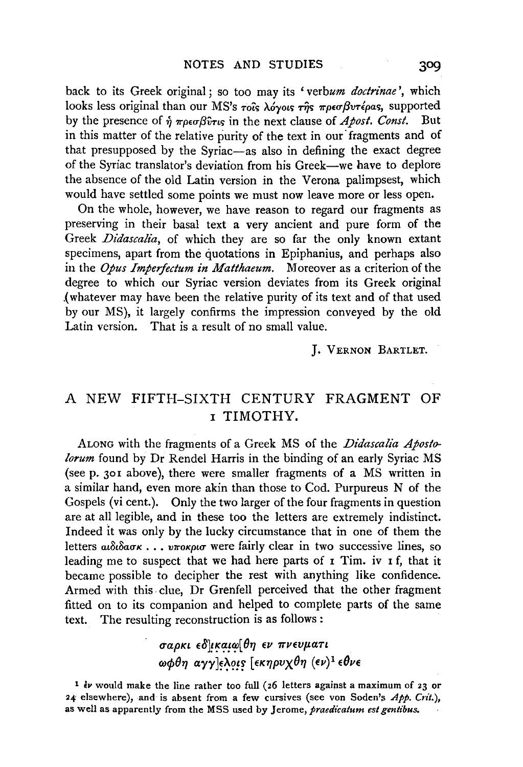back to its Greek original; so too may its 'verb*um doctrinae*', which looks less original than our MS's τοῖς λόγοις τῆς πρεσβυτέρας, supported by the presence of ἡ πρεσβῦτις in the next clause of *Apost. Const.* But in this matter of the relative purity of the text in our fragments and of that presupposed by the Syriac—as also in defining the exact degree of the Syriac translator's deviation from his Greek—we have to deplore the absence of the old Latin version in the Verona palimpsest, which would have settled some points we must now leave more or less open.

On the whole, however, we have reason to regard our fragments as preserving in their basal text a very ancient and pure form of the Greek *Didascalia*, of which they are so far the only known extant specimens, apart from the quotations in Epiphanius, and perhaps also in the *Opus Imperfectum in Matthaeum.* Moreover as a criterion of the degree to which our Syriac version deviates from its Greek original (whatever may have been the relative purity of its text and of that used by our MS), it largely confirms the impression conveyed by the old Latin version. That is a result of no small value.

J. VERNON BARTLET.

## A NEW FIFTH-SIXTH CENTURY FRAGMENT OF I TIMOTHY.

ALONG with the fragments of a Greek MS of the *Didascalia Apostolorum* found by Dr Rendel Harris in the binding of an early Syriac MS (see p. 301 above), there were smaller fragments of a MS written in a similar hand, even more akin than those to Cod. Purpureus N of the Gospels (vi cent.). Only the two larger of the four fragments in question are at all legible, and in these too the letters are extremely indistinct. Indeed it was only by the lucky circumstance that in one of them the letters αιδιδασκ . . . υποκρισ were fairly clear in two successive lines, so leading me to suspect that we had here parts of 1 Tim. iv 1 f, that it became possible to decipher the rest with anything like confidence. Armed with this clue, Dr Grenfell perceived that the other fragment fitted on to its companion and helped to complete parts of the same text. The resulting reconstruction is as follows:

σαρκι εδ]ικαιω[θη εν πνευματι
ωφθη αγγ]ελοις [εκηρυχθη (εν)[1] εθνε

[1] ἐν would make the line rather too full (26 letters against a maximum of 23 or 24 elsewhere), and is absent from a few cursives (see von Soden's *App. Crit.*), as well as apparently from the MSS used by Jerome, *praedicatum est gentibus.*